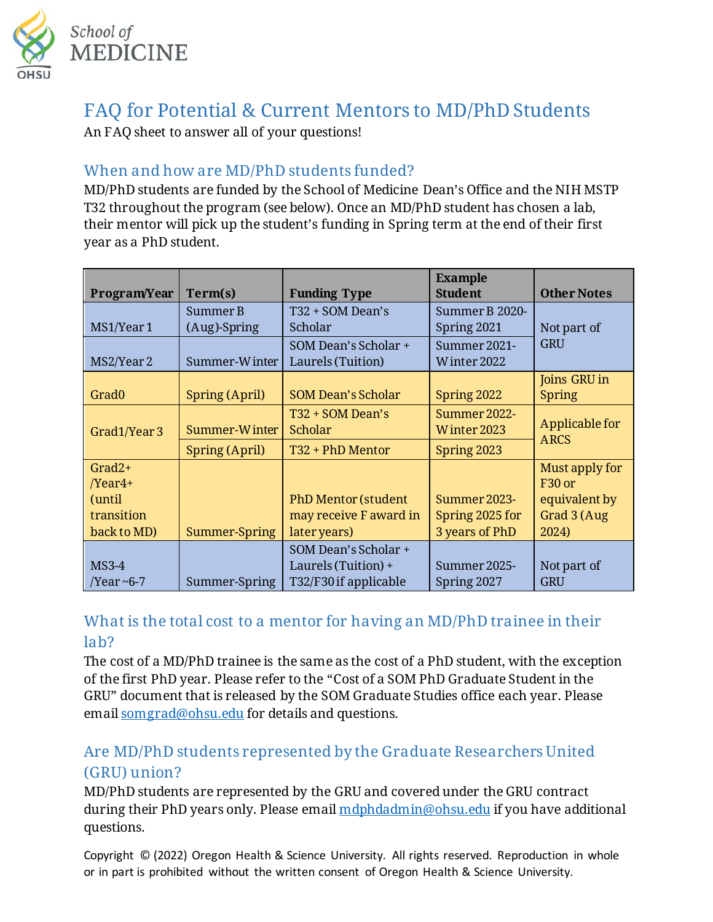# FAQ for Potential & Current Mentors to MD/PhD Students

An FAQ sheet to answer all of your questions!

## When and how are MD/PhD students funded?

MD/PhD students are funded by the School of Medicine Dean's Office and the NIH MSTP T32 throughout the program (see below). Once an MD/PhD student has chosen a lab, their mentor will pick up the student's funding in Spring term at the end of their first year as a PhD student.

| Program/Year | Term(s) | Funding Type | Example Student | Other Notes |
|---|---|---|---|---|
| MS1/Year 1 | Summer B (Aug)-Spring | T32 + SOM Dean's Scholar | Summer B 2020-Spring 2021 | Not part of GRU |
| MS2/Year 2 | Summer-Winter | SOM Dean's Scholar + Laurels (Tuition) | Summer 2021-Winter 2022 | |
| Grad0 | Spring (April) | SOM Dean's Scholar | Spring 2022 | Joins GRU in Spring |
| Grad1/Year 3 | Summer-Winter | T32 + SOM Dean's Scholar | Summer 2022-Winter 2023 | Applicable for ARCS |
| | Spring (April) | T32 + PhD Mentor | Spring 2023 | |
| Grad2+ /Year4+ (until transition back to MD) | Summer-Spring | PhD Mentor (student may receive F award in later years) | Summer 2023-Spring 2025 for 3 years of PhD | Must apply for F30 or equivalent by Grad 3 (Aug 2024) |
| MS3-4 /Year ~6-7 | Summer-Spring | SOM Dean's Scholar + Laurels (Tuition) + T32/F30 if applicable | Summer 2025-Spring 2027 | Not part of GRU |

## What is the total cost to a mentor for having an MD/PhD trainee in their lab?

The cost of a MD/PhD trainee is the same as the cost of a PhD student, with the exception of the first PhD year. Please refer to the "Cost of a SOM PhD Graduate Student in the GRU" document that is released by the SOM Graduate Studies office each year. Please email somgrad@ohsu.edu for details and questions.

## Are MD/PhD students represented by the Graduate Researchers United (GRU) union?

MD/PhD students are represented by the GRU and covered under the GRU contract during their PhD years only. Please email mdphdadmin@ohsu.edu if you have additional questions.

Copyright © (2022) Oregon Health & Science University. All rights reserved. Reproduction in whole or in part is prohibited without the written consent of Oregon Health & Science University.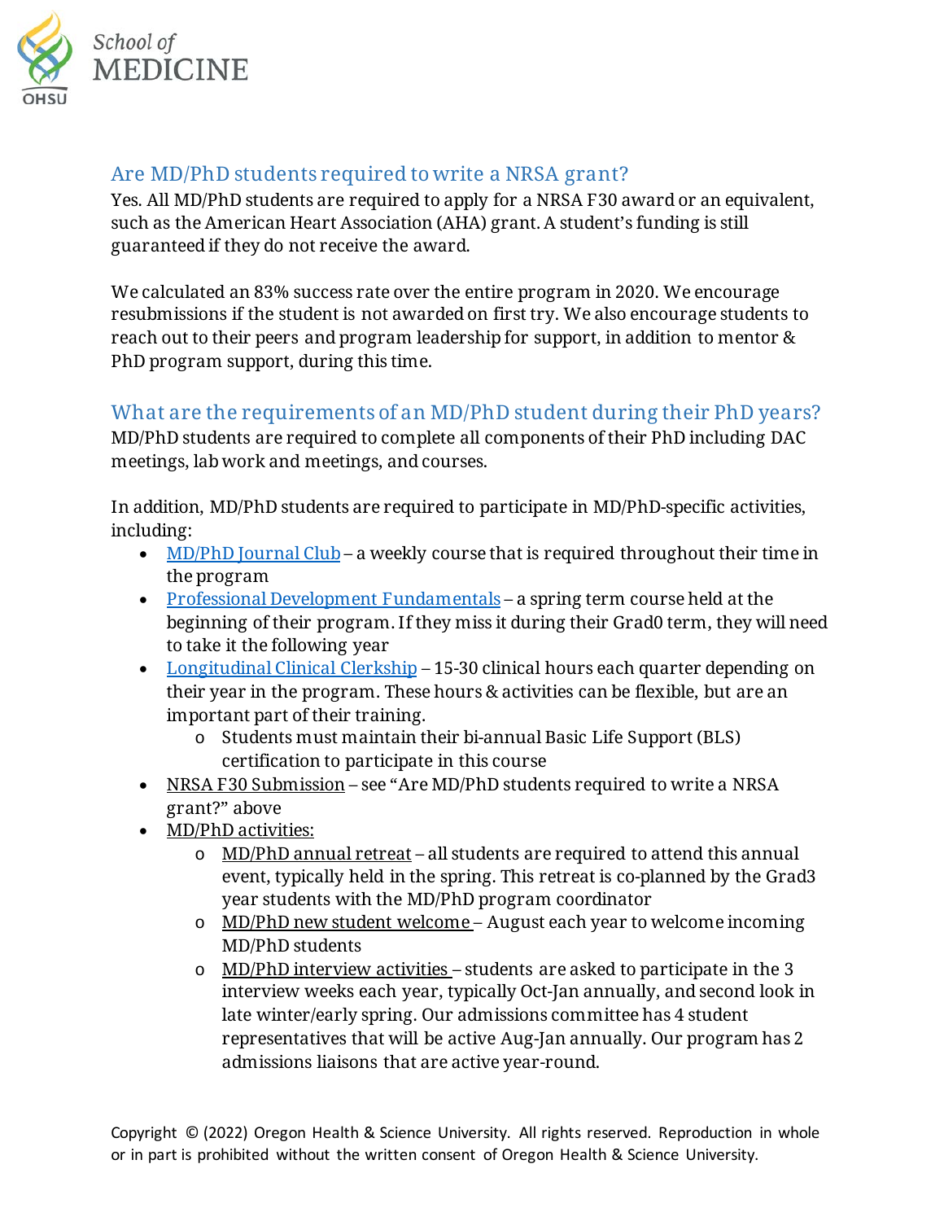## Are MD/PhD students required to write a NRSA grant?

Yes. All MD/PhD students are required to apply for a NRSA F30 award or an equivalent, such as the American Heart Association (AHA) grant. A student's funding is still guaranteed if they do not receive the award.

We calculated an 83% success rate over the entire program in 2020. We encourage resubmissions if the student is not awarded on first try. We also encourage students to reach out to their peers and program leadership for support, in addition to mentor & PhD program support, during this time.

## What are the requirements of an MD/PhD student during their PhD years?

MD/PhD students are required to complete all components of their PhD including DAC meetings, lab work and meetings, and courses.

In addition, MD/PhD students are required to participate in MD/PhD-specific activities, including:

- MD/PhD Journal Club – a weekly course that is required throughout their time in the program
- Professional Development Fundamentals – a spring term course held at the beginning of their program. If they miss it during their Grad0 term, they will need to take it the following year
- Longitudinal Clinical Clerkship – 15-30 clinical hours each quarter depending on their year in the program. These hours & activities can be flexible, but are an important part of their training.
  - Students must maintain their bi-annual Basic Life Support (BLS) certification to participate in this course
- NRSA F30 Submission – see "Are MD/PhD students required to write a NRSA grant?" above
- MD/PhD activities:
  - MD/PhD annual retreat – all students are required to attend this annual event, typically held in the spring. This retreat is co-planned by the Grad3 year students with the MD/PhD program coordinator
  - MD/PhD new student welcome – August each year to welcome incoming MD/PhD students
  - MD/PhD interview activities – students are asked to participate in the 3 interview weeks each year, typically Oct-Jan annually, and second look in late winter/early spring. Our admissions committee has 4 student representatives that will be active Aug-Jan annually. Our program has 2 admissions liaisons that are active year-round.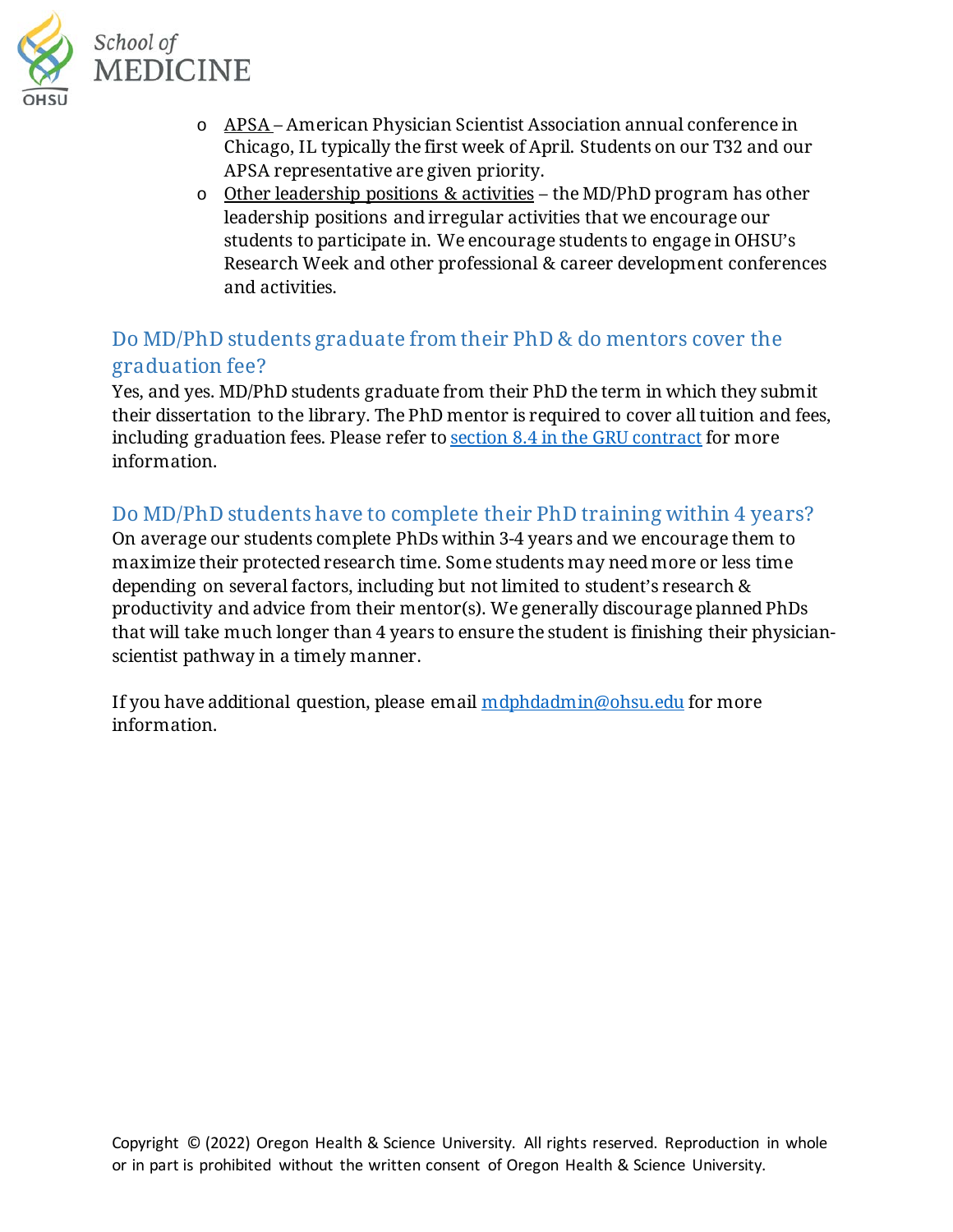- APSA – American Physician Scientist Association annual conference in Chicago, IL typically the first week of April. Students on our T32 and our APSA representative are given priority.
- Other leadership positions & activities – the MD/PhD program has other leadership positions and irregular activities that we encourage our students to participate in. We encourage students to engage in OHSU's Research Week and other professional & career development conferences and activities.

## Do MD/PhD students graduate from their PhD & do mentors cover the graduation fee?

Yes, and yes. MD/PhD students graduate from their PhD the term in which they submit their dissertation to the library. The PhD mentor is required to cover all tuition and fees, including graduation fees. Please refer to section 8.4 in the GRU contract for more information.

## Do MD/PhD students have to complete their PhD training within 4 years?

On average our students complete PhDs within 3-4 years and we encourage them to maximize their protected research time. Some students may need more or less time depending on several factors, including but not limited to student's research & productivity and advice from their mentor(s). We generally discourage planned PhDs that will take much longer than 4 years to ensure the student is finishing their physician-scientist pathway in a timely manner.

If you have additional question, please email mdphdadmin@ohsu.edu for more information.

Copyright © (2022) Oregon Health & Science University. All rights reserved. Reproduction in whole or in part is prohibited without the written consent of Oregon Health & Science University.